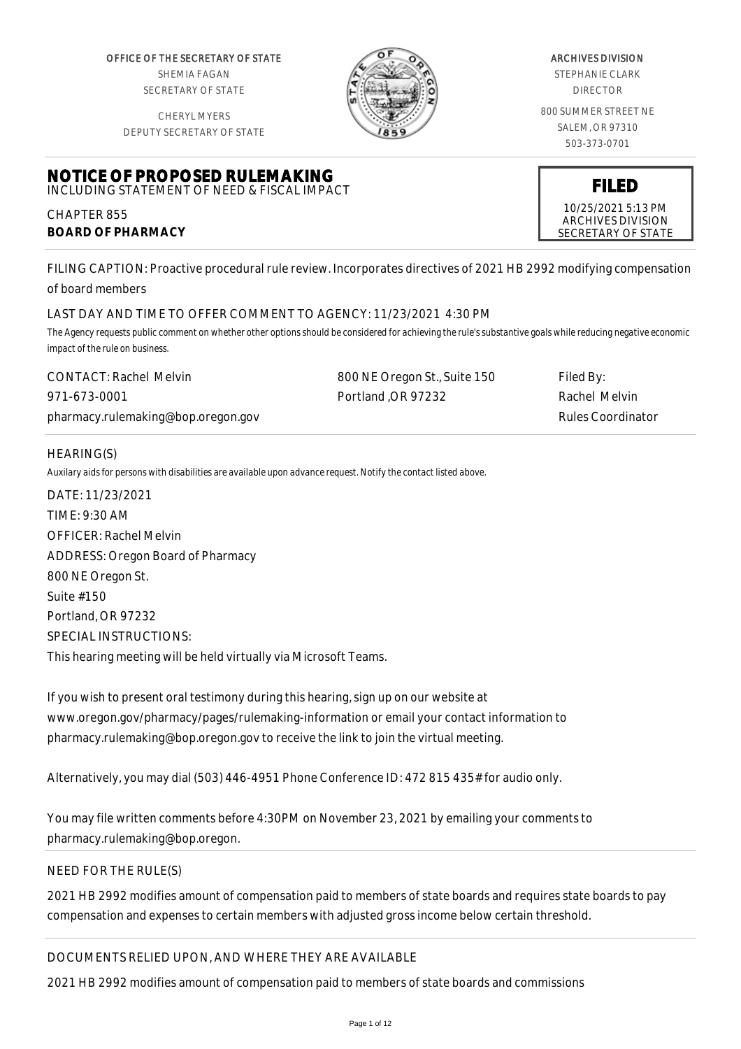OFFICE OF THE SECRETARY OF STATE
SHEMIA FAGAN
SECRETARY OF STATE

CHERYL MYERS
DEPUTY SECRETARY OF STATE

ARCHIVES DIVISION
STEPHANIE CLARK
DIRECTOR

800 SUMMER STREET NE
SALEM, OR 97310
503-373-0701

**FILED**
10/25/2021 5:13 PM
ARCHIVES DIVISION
SECRETARY OF STATE

# NOTICE OF PROPOSED RULEMAKING

INCLUDING STATEMENT OF NEED & FISCAL IMPACT

CHAPTER 855
**BOARD OF PHARMACY**

FILING CAPTION: Proactive procedural rule review. Incorporates directives of 2021 HB 2992 modifying compensation of board members

LAST DAY AND TIME TO OFFER COMMENT TO AGENCY: 11/23/2021 4:30 PM

*The Agency requests public comment on whether other options should be considered for achieving the rule's substantive goals while reducing negative economic impact of the rule on business.*

CONTACT: Rachel Melvin
971-673-0001
pharmacy.rulemaking@bop.oregon.gov

800 NE Oregon St., Suite 150
Portland ,OR 97232

Filed By:
Rachel Melvin
Rules Coordinator

HEARING(S)

*Auxilary aids for persons with disabilities are available upon advance request. Notify the contact listed above.*

DATE: 11/23/2021
TIME: 9:30 AM
OFFICER: Rachel Melvin
ADDRESS: Oregon Board of Pharmacy
800 NE Oregon St.
Suite #150
Portland, OR 97232
SPECIAL INSTRUCTIONS:
This hearing meeting will be held virtually via Microsoft Teams.

If you wish to present oral testimony during this hearing, sign up on our website at www.oregon.gov/pharmacy/pages/rulemaking-information or email your contact information to pharmacy.rulemaking@bop.oregon.gov to receive the link to join the virtual meeting.

Alternatively, you may dial (503) 446-4951 Phone Conference ID: 472 815 435# for audio only.

You may file written comments before 4:30PM on November 23, 2021 by emailing your comments to pharmacy.rulemaking@bop.oregon.

NEED FOR THE RULE(S)

2021 HB 2992 modifies amount of compensation paid to members of state boards and requires state boards to pay compensation and expenses to certain members with adjusted gross income below certain threshold.

DOCUMENTS RELIED UPON, AND WHERE THEY ARE AVAILABLE

2021 HB 2992 modifies amount of compensation paid to members of state boards and commissions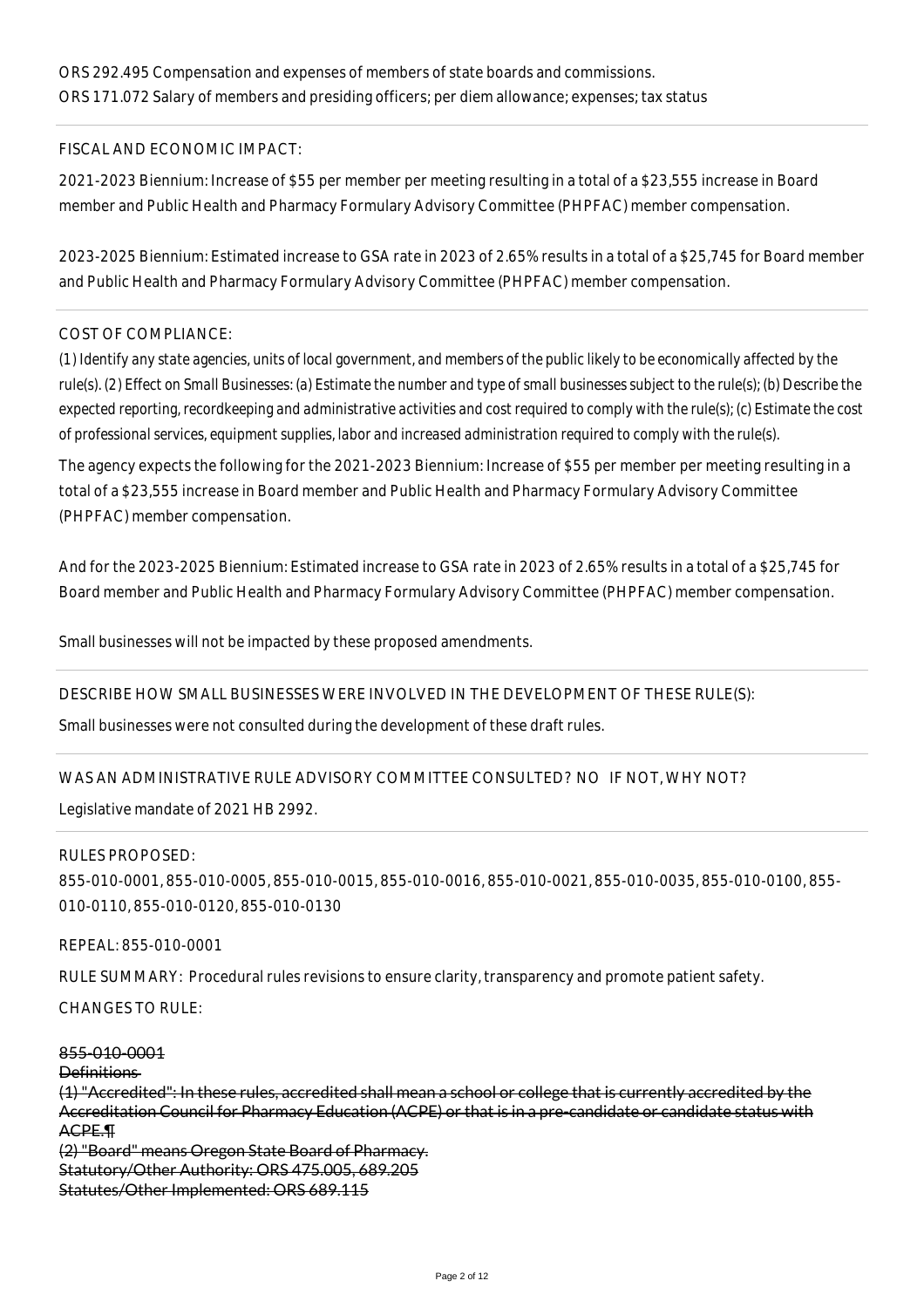ORS 292.495 Compensation and expenses of members of state boards and commissions.
ORS 171.072 Salary of members and presiding officers; per diem allowance; expenses; tax status

FISCAL AND ECONOMIC IMPACT:

2021-2023 Biennium: Increase of $55 per member per meeting resulting in a total of a $23,555 increase in Board member and Public Health and Pharmacy Formulary Advisory Committee (PHPFAC) member compensation.

2023-2025 Biennium: Estimated increase to GSA rate in 2023 of 2.65% results in a total of a $25,745 for Board member and Public Health and Pharmacy Formulary Advisory Committee (PHPFAC) member compensation.

COST OF COMPLIANCE:

*(1) Identify any state agencies, units of local government, and members of the public likely to be economically affected by the rule(s). (2) Effect on Small Businesses: (a) Estimate the number and type of small businesses subject to the rule(s); (b) Describe the expected reporting, recordkeeping and administrative activities and cost required to comply with the rule(s); (c) Estimate the cost of professional services, equipment supplies, labor and increased administration required to comply with the rule(s).*

The agency expects the following for the 2021-2023 Biennium: Increase of $55 per member per meeting resulting in a total of a $23,555 increase in Board member and Public Health and Pharmacy Formulary Advisory Committee (PHPFAC) member compensation.

And for the 2023-2025 Biennium: Estimated increase to GSA rate in 2023 of 2.65% results in a total of a $25,745 for Board member and Public Health and Pharmacy Formulary Advisory Committee (PHPFAC) member compensation.

Small businesses will not be impacted by these proposed amendments.

DESCRIBE HOW SMALL BUSINESSES WERE INVOLVED IN THE DEVELOPMENT OF THESE RULE(S):

Small businesses were not consulted during the development of these draft rules.

WAS AN ADMINISTRATIVE RULE ADVISORY COMMITTEE CONSULTED? NO IF NOT, WHY NOT?

Legislative mandate of 2021 HB 2992.

RULES PROPOSED:

855-010-0001, 855-010-0005, 855-010-0015, 855-010-0016, 855-010-0021, 855-010-0035, 855-010-0100, 855-010-0110, 855-010-0120, 855-010-0130

REPEAL: 855-010-0001

RULE SUMMARY: Procedural rules revisions to ensure clarity, transparency and promote patient safety.

CHANGES TO RULE:

~~855-010-0001~~
~~Definitions~~
~~(1) "Accredited": In these rules, accredited shall mean a school or college that is currently accredited by the Accreditation Council for Pharmacy Education (ACPE) or that is in a pre-candidate or candidate status with ACPE.¶~~
~~(2) "Board" means Oregon State Board of Pharmacy.~~
~~Statutory/Other Authority: ORS 475.005, 689.205~~
~~Statutes/Other Implemented: ORS 689.115~~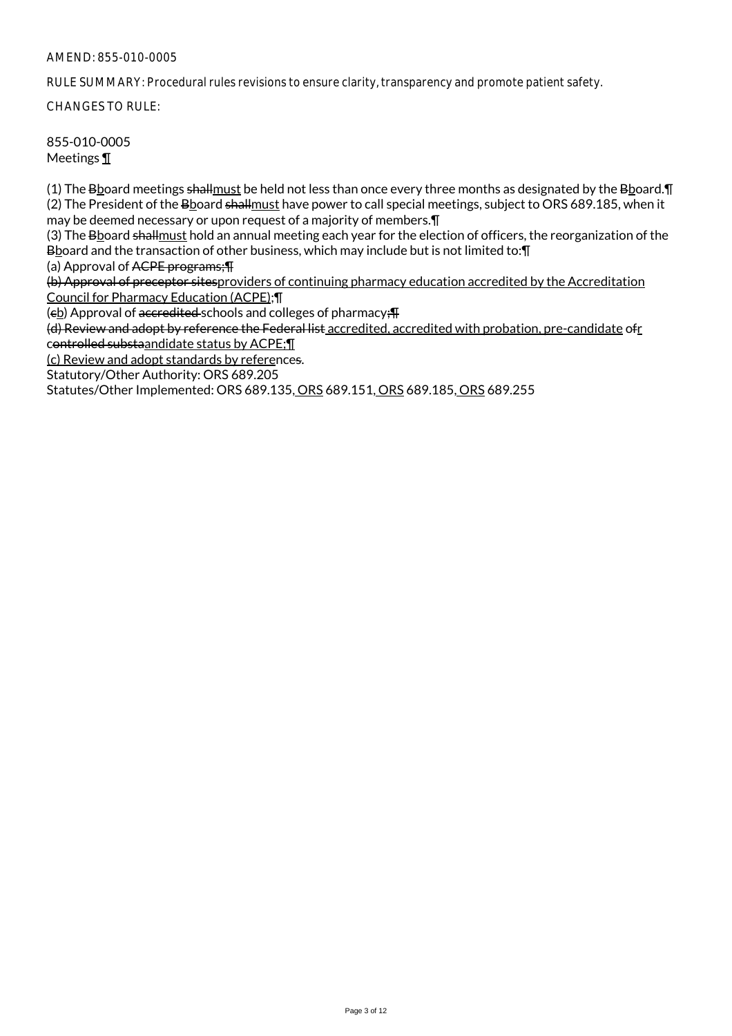AMEND: 855-010-0005

RULE SUMMARY: Procedural rules revisions to ensure clarity, transparency and promote patient safety.

CHANGES TO RULE:

855-010-0005
Meetings <u>¶</u>

(1) The ~~B~~<u>b</u>oard meetings ~~shall~~<u>must</u> be held not less than once every three months as designated by the ~~B~~<u>b</u>oard.¶
(2) The President of the ~~B~~<u>b</u>oard ~~shall~~<u>must</u> have power to call special meetings, subject to ORS 689.185, when it may be deemed necessary or upon request of a majority of members.¶
(3) The ~~B~~<u>b</u>oard ~~shall~~<u>must</u> hold an annual meeting each year for the election of officers, the reorganization of the ~~B~~<u>b</u>oard and the transaction of other business, which may include but is not limited to:¶
(a) Approval of ~~ACPE programs;¶~~
~~(b) Approval of preceptor sites~~<u>providers of continuing pharmacy education accredited by the Accreditation Council for Pharmacy Education (ACPE);</u>¶
(~~c~~<u>b</u>) Approval of ~~accredited~~ schools and colleges of pharmacy~~;¶~~
~~(d) Review and adopt by reference the Federal list~~<u> accredited, accredited with probation, pre-candidate</u> o~~f~~<u>r</u> c~~ontrolled substa~~<u>andidate status by ACPE;¶</u>
<u>(c) Review and adopt standards by referen</u>ce~~s~~.
Statutory/Other Authority: ORS 689.205
Statutes/Other Implemented: ORS 689.135<u>, ORS</u> 689.151<u>, ORS</u> 689.185<u>, ORS</u> 689.255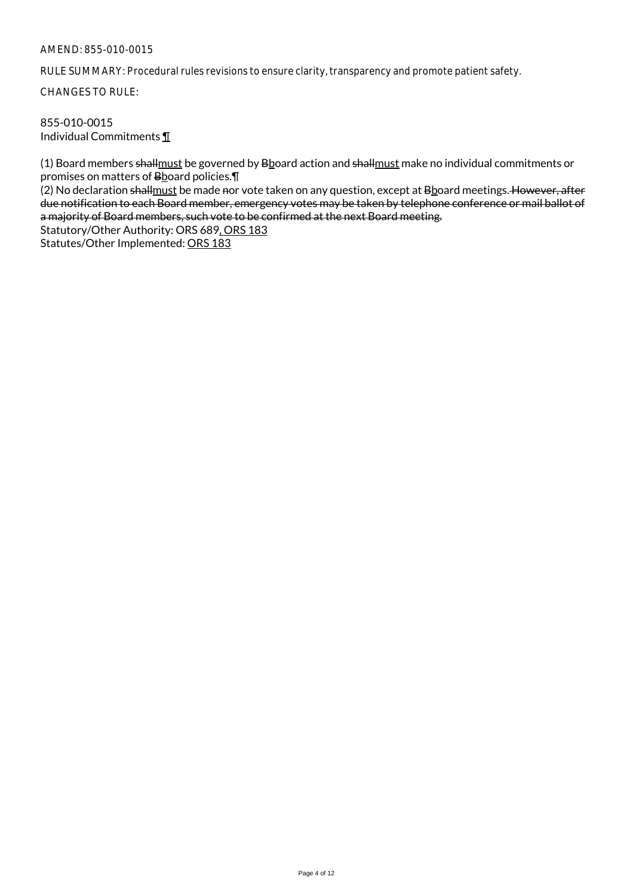AMEND: 855-010-0015

RULE SUMMARY: Procedural rules revisions to ensure clarity, transparency and promote patient safety.

CHANGES TO RULE:

855-010-0015
Individual Commitments ¶

(1) Board members ~~shall~~must be governed by ~~B~~board action and ~~shall~~must make no individual commitments or promises on matters of ~~B~~board policies.¶
(2) No declaration ~~shall~~must be made ~~n~~or vote taken on any question, except at ~~B~~board meetings. ~~However, after due notification to each Board member, emergency votes may be taken by telephone conference or mail ballot of a majority of Board members, such vote to be confirmed at the next Board meeting.~~
Statutory/Other Authority: ORS 689, ORS 183
Statutes/Other Implemented: ORS 183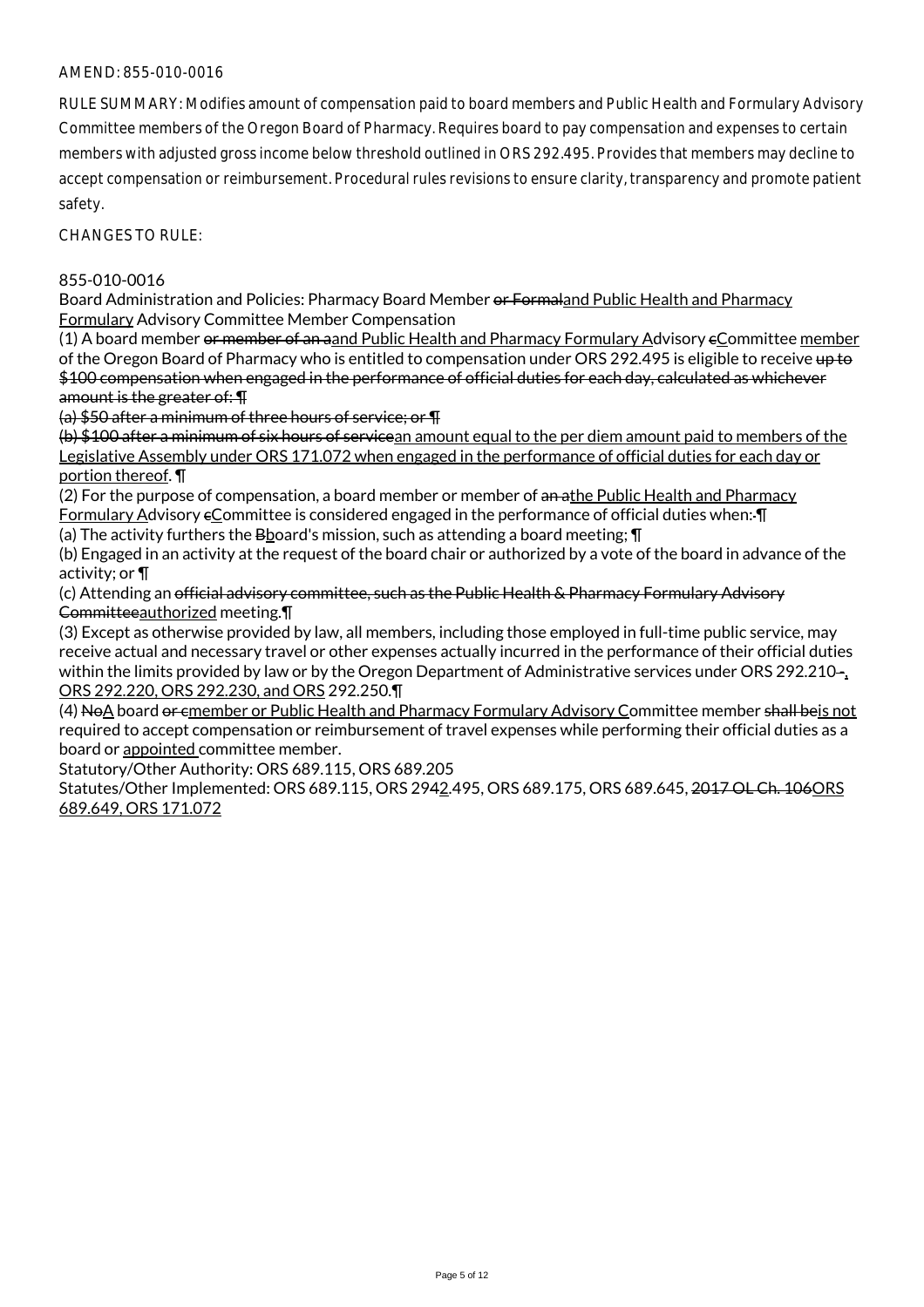AMEND: 855-010-0016

RULE SUMMARY: Modifies amount of compensation paid to board members and Public Health and Formulary Advisory Committee members of the Oregon Board of Pharmacy. Requires board to pay compensation and expenses to certain members with adjusted gross income below threshold outlined in ORS 292.495. Provides that members may decline to accept compensation or reimbursement. Procedural rules revisions to ensure clarity, transparency and promote patient safety.

CHANGES TO RULE:

855-010-0016

Board Administration and Policies: Pharmacy Board Member ~~or Formal~~<u>and Public Health and Pharmacy Formulary</u> Advisory Committee Member Compensation

(1) A board member ~~or member of an a~~<u>and Public Health and Pharmacy Formulary A</u>dvisory ~~c~~<u>C</u>ommittee <u>member</u> of the Oregon Board of Pharmacy who is entitled to compensation under ORS 292.495 is eligible to receive ~~up to $100 compensation when engaged in the performance of official duties for each day, calculated as whichever amount is the greater of: ¶~~

~~(a) $50 after a minimum of three hours of service; or ¶~~

~~(b) $100 after a minimum of six hours of service~~<u>an amount equal to the per diem amount paid to members of the Legislative Assembly under ORS 171.072 when engaged in the performance of official duties for each day or portion thereof</u>. ¶

(2) For the purpose of compensation, a board member or member of ~~an a~~<u>the Public Health and Pharmacy Formulary A</u>dvisory ~~c~~<u>C</u>ommittee is considered engaged in the performance of official duties when:~~.~~¶

(a) The activity furthers the ~~B~~<u>b</u>oard's mission, such as attending a board meeting; ¶

(b) Engaged in an activity at the request of the board chair or authorized by a vote of the board in advance of the activity; or ¶

(c) Attending an ~~official advisory committee, such as the Public Health & Pharmacy Formulary Advisory Committee~~<u>authorized</u> meeting.¶

(3) Except as otherwise provided by law, all members, including those employed in full-time public service, may receive actual and necessary travel or other expenses actually incurred in the performance of their official duties within the limits provided by law or by the Oregon Department of Administrative services under ORS 292.210~~.~~<u>, ORS 292.220, ORS 292.230, and ORS</u> 292.250.¶

(4) ~~No~~<u>A</u> board ~~or c~~<u>member or Public Health and Pharmacy Formulary Advisory C</u>ommittee member ~~shall be~~<u>is not</u> required to accept compensation or reimbursement of travel expenses while performing their official duties as a board or <u>appointed</u> committee member.

Statutory/Other Authority: ORS 689.115, ORS 689.205

Statutes/Other Implemented: ORS 689.115, ORS 29~~4~~<u>2</u>.495, ORS 689.175, ORS 689.645, ~~2017 OL Ch. 106~~<u>ORS 689.649, ORS 171.072</u>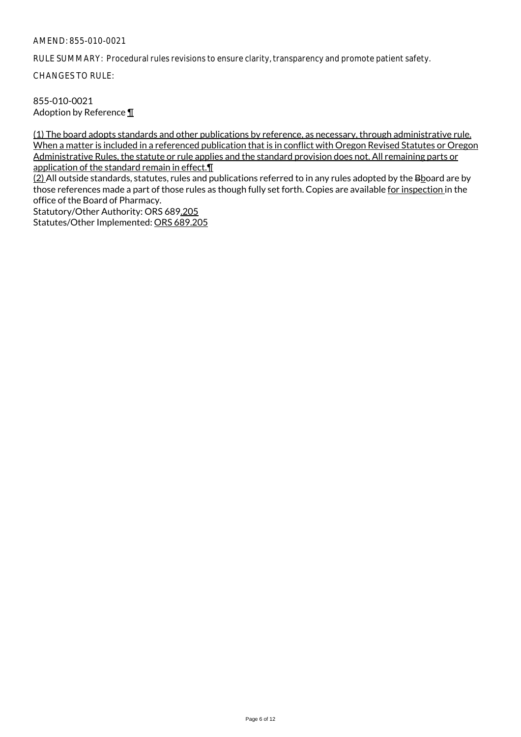AMEND: 855-010-0021

RULE SUMMARY: Procedural rules revisions to ensure clarity, transparency and promote patient safety.

CHANGES TO RULE:

855-010-0021
Adoption by Reference ¶

(1) The board adopts standards and other publications by reference, as necessary, through administrative rule. When a matter is included in a referenced publication that is in conflict with Oregon Revised Statutes or Oregon Administrative Rules, the statute or rule applies and the standard provision does not. All remaining parts or application of the standard remain in effect.¶
(2) All outside standards, statutes, rules and publications referred to in any rules adopted by the Bboard are by those references made a part of those rules as though fully set forth. Copies are available for inspection in the office of the Board of Pharmacy.
Statutory/Other Authority: ORS 689.205
Statutes/Other Implemented: ORS 689.205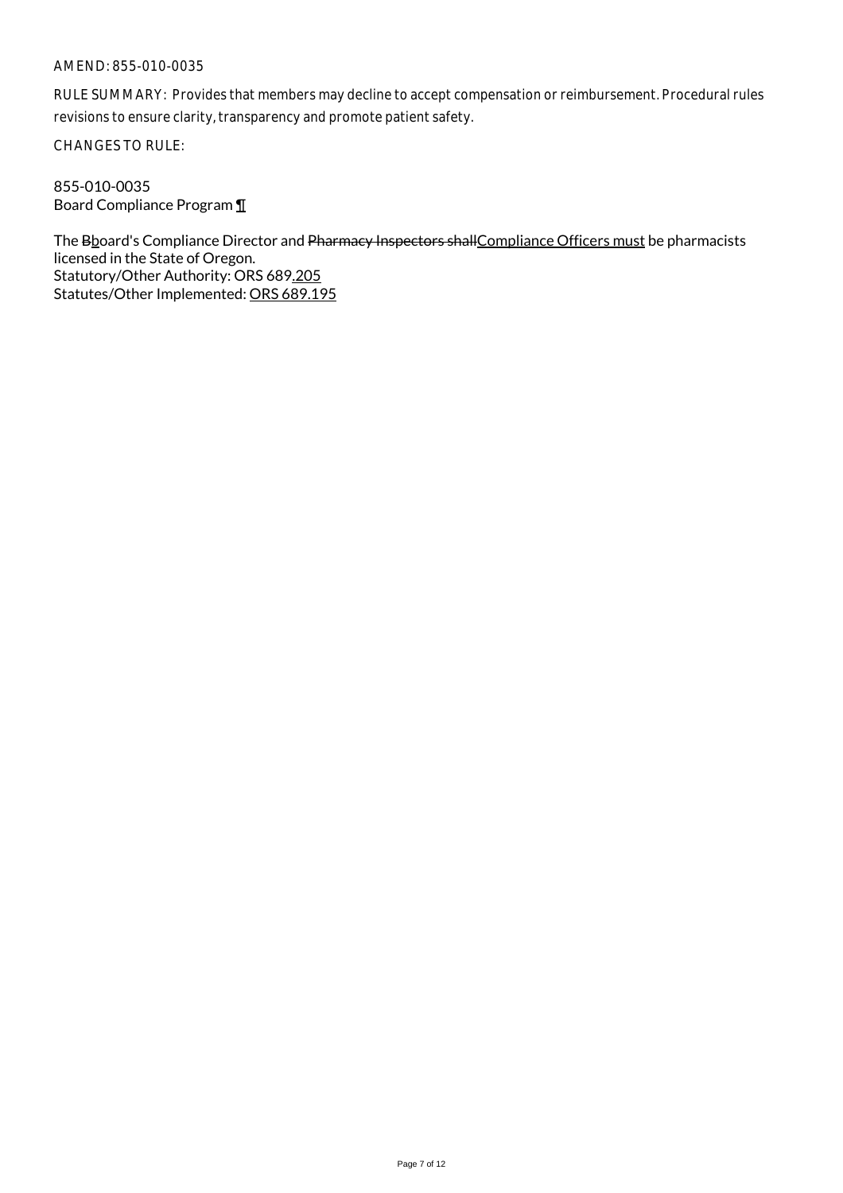AMEND: 855-010-0035

RULE SUMMARY: Provides that members may decline to accept compensation or reimbursement. Procedural rules revisions to ensure clarity, transparency and promote patient safety.

CHANGES TO RULE:

855-010-0035
Board Compliance Program ¶

The ~~B~~<u>b</u>oard's Compliance Director and ~~Pharmacy Inspectors shall~~<u>Compliance Officers must</u> be pharmacists licensed in the State of Oregon.
Statutory/Other Authority: ORS 689<u>.205</u>
Statutes/Other Implemented: <u>ORS 689.195</u>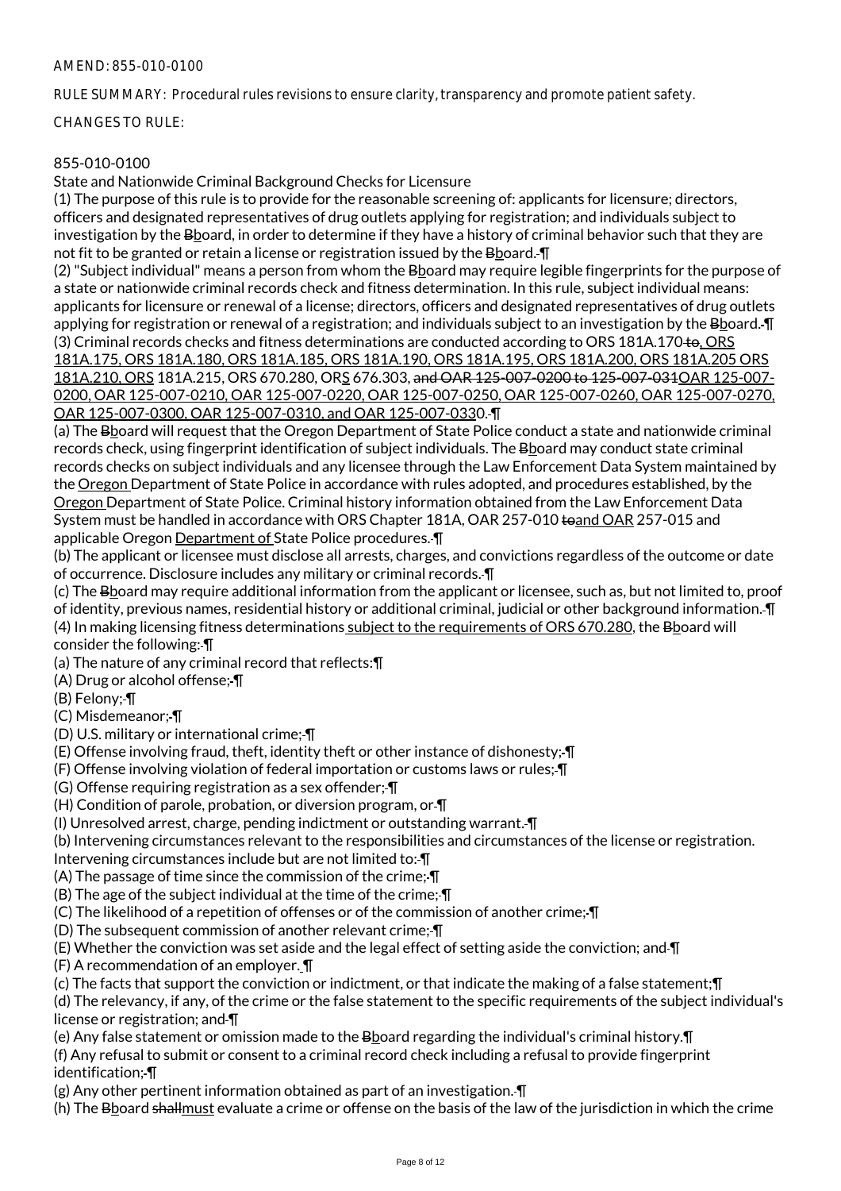AMEND: 855-010-0100

RULE SUMMARY: Procedural rules revisions to ensure clarity, transparency and promote patient safety.

CHANGES TO RULE:

855-010-0100
State and Nationwide Criminal Background Checks for Licensure

(1) The purpose of this rule is to provide for the reasonable screening of: applicants for licensure; directors, officers and designated representatives of drug outlets applying for registration; and individuals subject to investigation by the ~~B~~board, in order to determine if they have a history of criminal behavior such that they are not fit to be granted or retain a license or registration issued by the ~~B~~board. ¶

(2) "Subject individual" means a person from whom the ~~B~~board may require legible fingerprints for the purpose of a state or nationwide criminal records check and fitness determination. In this rule, subject individual means: applicants for licensure or renewal of a license; directors, officers and designated representatives of drug outlets applying for registration or renewal of a registration; and individuals subject to an investigation by the ~~B~~board. ¶

(3) Criminal records checks and fitness determinations are conducted according to ORS 181A.170 ~~to~~, ORS 181A.175, ORS 181A.180, ORS 181A.185, ORS 181A.190, ORS 181A.195, ORS 181A.200, ORS 181A.205 ORS 181A.210, ORS 181A.215, ORS 670.280, ORS 676.303, ~~and OAR 125-007-0200 to 125-007-031~~OAR 125-007-0200, OAR 125-007-0210, OAR 125-007-0220, OAR 125-007-0250, OAR 125-007-0260, OAR 125-007-0270, OAR 125-007-0300, OAR 125-007-0310, and OAR 125-007-0330. ¶

(a) The ~~B~~board will request that the Oregon Department of State Police conduct a state and nationwide criminal records check, using fingerprint identification of subject individuals. The ~~B~~board may conduct state criminal records checks on subject individuals and any licensee through the Law Enforcement Data System maintained by the Oregon Department of State Police in accordance with rules adopted, and procedures established, by the Oregon Department of State Police. Criminal history information obtained from the Law Enforcement Data System must be handled in accordance with ORS Chapter 181A, OAR 257-010 ~~to~~and OAR 257-015 and applicable Oregon Department of State Police procedures. ¶

(b) The applicant or licensee must disclose all arrests, charges, and convictions regardless of the outcome or date of occurrence. Disclosure includes any military or criminal records. ¶

(c) The ~~B~~board may require additional information from the applicant or licensee, such as, but not limited to, proof of identity, previous names, residential history or additional criminal, judicial or other background information. ¶

(4) In making licensing fitness determinations subject to the requirements of ORS 670.280, the ~~B~~board will consider the following: ¶

(a) The nature of any criminal record that reflects:¶

(A) Drug or alcohol offense; ¶

(B) Felony; ¶

(C) Misdemeanor; ¶

(D) U.S. military or international crime; ¶

(E) Offense involving fraud, theft, identity theft or other instance of dishonesty; ¶

(F) Offense involving violation of federal importation or customs laws or rules; ¶

(G) Offense requiring registration as a sex offender; ¶

(H) Condition of parole, probation, or diversion program, or ¶

(I) Unresolved arrest, charge, pending indictment or outstanding warrant. ¶

(b) Intervening circumstances relevant to the responsibilities and circumstances of the license or registration. Intervening circumstances include but are not limited to: ¶

(A) The passage of time since the commission of the crime; ¶

(B) The age of the subject individual at the time of the crime; ¶

(C) The likelihood of a repetition of offenses or of the commission of another crime; ¶

(D) The subsequent commission of another relevant crime; ¶

(E) Whether the conviction was set aside and the legal effect of setting aside the conviction; and ¶

(F) A recommendation of an employer. ¶

(c) The facts that support the conviction or indictment, or that indicate the making of a false statement;¶

(d) The relevancy, if any, of the crime or the false statement to the specific requirements of the subject individual's license or registration; and ¶

(e) Any false statement or omission made to the ~~B~~board regarding the individual's criminal history.¶

(f) Any refusal to submit or consent to a criminal record check including a refusal to provide fingerprint identification; ¶

(g) Any other pertinent information obtained as part of an investigation. ¶

(h) The ~~B~~board ~~shall~~must evaluate a crime or offense on the basis of the law of the jurisdiction in which the crime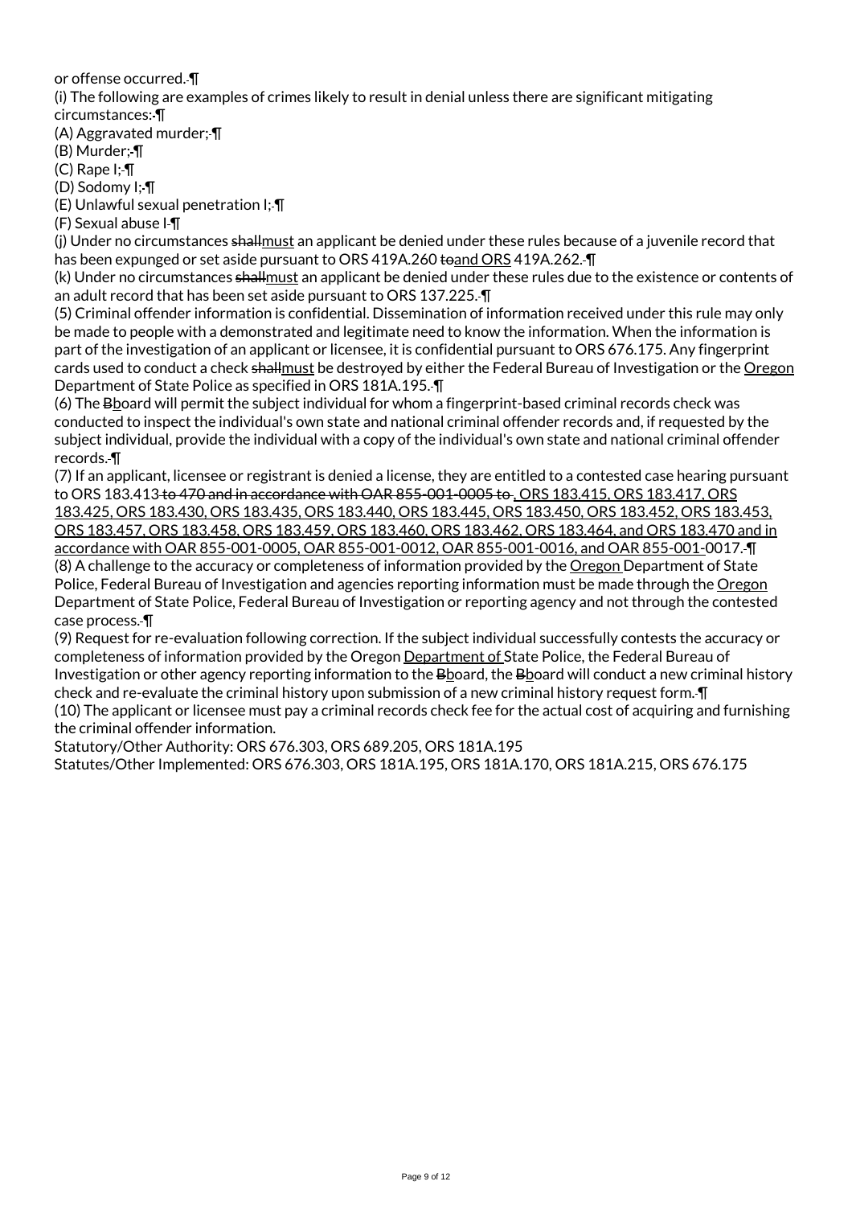or offense occurred. ¶

(i) The following are examples of crimes likely to result in denial unless there are significant mitigating circumstances: ¶

(A) Aggravated murder; ¶

(B) Murder; ¶

(C) Rape I; ¶

(D) Sodomy I; ¶

(E) Unlawful sexual penetration I; ¶

(F) Sexual abuse I ¶

(j) Under no circumstances shallmust an applicant be denied under these rules because of a juvenile record that has been expunged or set aside pursuant to ORS 419A.260 toand ORS 419A.262. ¶

(k) Under no circumstances shallmust an applicant be denied under these rules due to the existence or contents of an adult record that has been set aside pursuant to ORS 137.225. ¶

(5) Criminal offender information is confidential. Dissemination of information received under this rule may only be made to people with a demonstrated and legitimate need to know the information. When the information is part of the investigation of an applicant or licensee, it is confidential pursuant to ORS 676.175. Any fingerprint cards used to conduct a check shallmust be destroyed by either the Federal Bureau of Investigation or the Oregon Department of State Police as specified in ORS 181A.195. ¶

(6) The Bboard will permit the subject individual for whom a fingerprint-based criminal records check was conducted to inspect the individual's own state and national criminal offender records and, if requested by the subject individual, provide the individual with a copy of the individual's own state and national criminal offender records. ¶

(7) If an applicant, licensee or registrant is denied a license, they are entitled to a contested case hearing pursuant to ORS 183.413 to 470 and in accordance with OAR 855-001-0005 to , ORS 183.415, ORS 183.417, ORS 183.425, ORS 183.430, ORS 183.435, ORS 183.440, ORS 183.445, ORS 183.450, ORS 183.452, ORS 183.453, ORS 183.457, ORS 183.458, ORS 183.459, ORS 183.460, ORS 183.462, ORS 183.464, and ORS 183.470 and in accordance with OAR 855-001-0005, OAR 855-001-0012, OAR 855-001-0016, and OAR 855-001-0017. ¶

(8) A challenge to the accuracy or completeness of information provided by the Oregon Department of State Police, Federal Bureau of Investigation and agencies reporting information must be made through the Oregon Department of State Police, Federal Bureau of Investigation or reporting agency and not through the contested case process. ¶

(9) Request for re-evaluation following correction. If the subject individual successfully contests the accuracy or completeness of information provided by the Oregon Department of State Police, the Federal Bureau of Investigation or other agency reporting information to the Bboard, the Bboard will conduct a new criminal history check and re-evaluate the criminal history upon submission of a new criminal history request form. ¶

(10) The applicant or licensee must pay a criminal records check fee for the actual cost of acquiring and furnishing the criminal offender information.

Statutory/Other Authority: ORS 676.303, ORS 689.205, ORS 181A.195

Statutes/Other Implemented: ORS 676.303, ORS 181A.195, ORS 181A.170, ORS 181A.215, ORS 676.175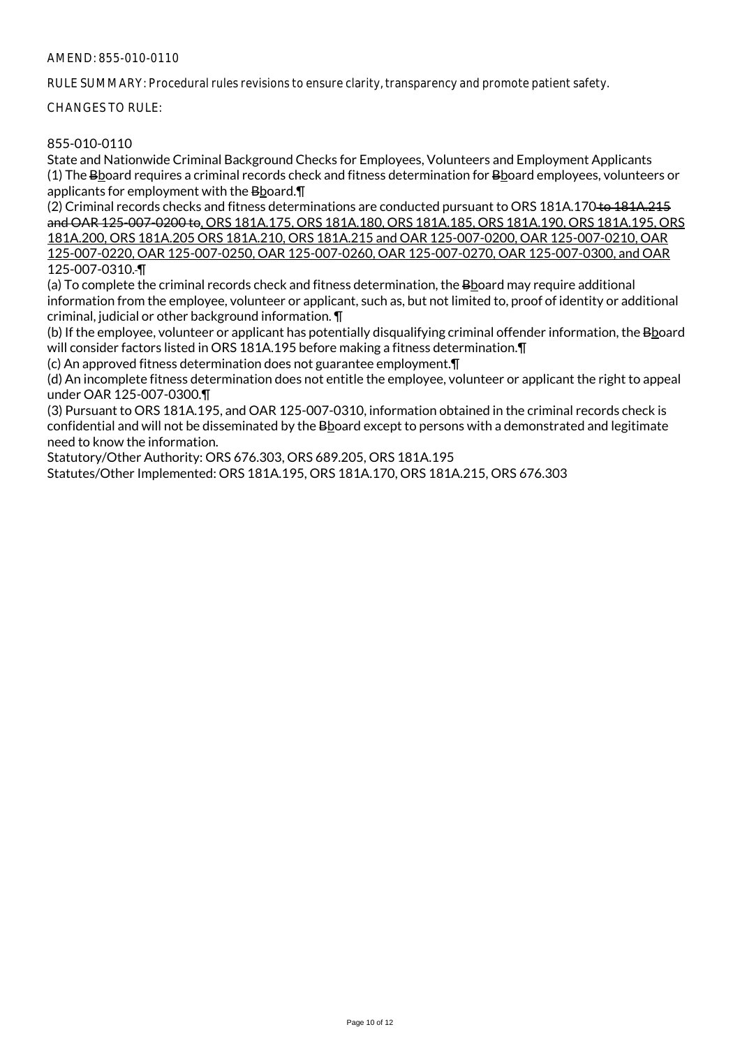AMEND: 855-010-0110

RULE SUMMARY: Procedural rules revisions to ensure clarity, transparency and promote patient safety.

CHANGES TO RULE:

855-010-0110
State and Nationwide Criminal Background Checks for Employees, Volunteers and Employment Applicants
(1) The ~~B~~board requires a criminal records check and fitness determination for ~~B~~board employees, volunteers or applicants for employment with the ~~B~~board.¶
(2) Criminal records checks and fitness determinations are conducted pursuant to ORS 181A.170 ~~to 181A.215 and OAR 125-007-0200 to~~, ORS 181A.175, ORS 181A.180, ORS 181A.185, ORS 181A.190, ORS 181A.195, ORS 181A.200, ORS 181A.205 ORS 181A.210, ORS 181A.215 and OAR 125-007-0200, OAR 125-007-0210, OAR 125-007-0220, OAR 125-007-0250, OAR 125-007-0260, OAR 125-007-0270, OAR 125-007-0300, and OAR 125-007-0310. ¶
(a) To complete the criminal records check and fitness determination, the ~~B~~board may require additional information from the employee, volunteer or applicant, such as, but not limited to, proof of identity or additional criminal, judicial or other background information. ¶
(b) If the employee, volunteer or applicant has potentially disqualifying criminal offender information, the ~~B~~board will consider factors listed in ORS 181A.195 before making a fitness determination.¶
(c) An approved fitness determination does not guarantee employment.¶
(d) An incomplete fitness determination does not entitle the employee, volunteer or applicant the right to appeal under OAR 125-007-0300.¶
(3) Pursuant to ORS 181A.195, and OAR 125-007-0310, information obtained in the criminal records check is confidential and will not be disseminated by the ~~B~~board except to persons with a demonstrated and legitimate need to know the information.
Statutory/Other Authority: ORS 676.303, ORS 689.205, ORS 181A.195
Statutes/Other Implemented: ORS 181A.195, ORS 181A.170, ORS 181A.215, ORS 676.303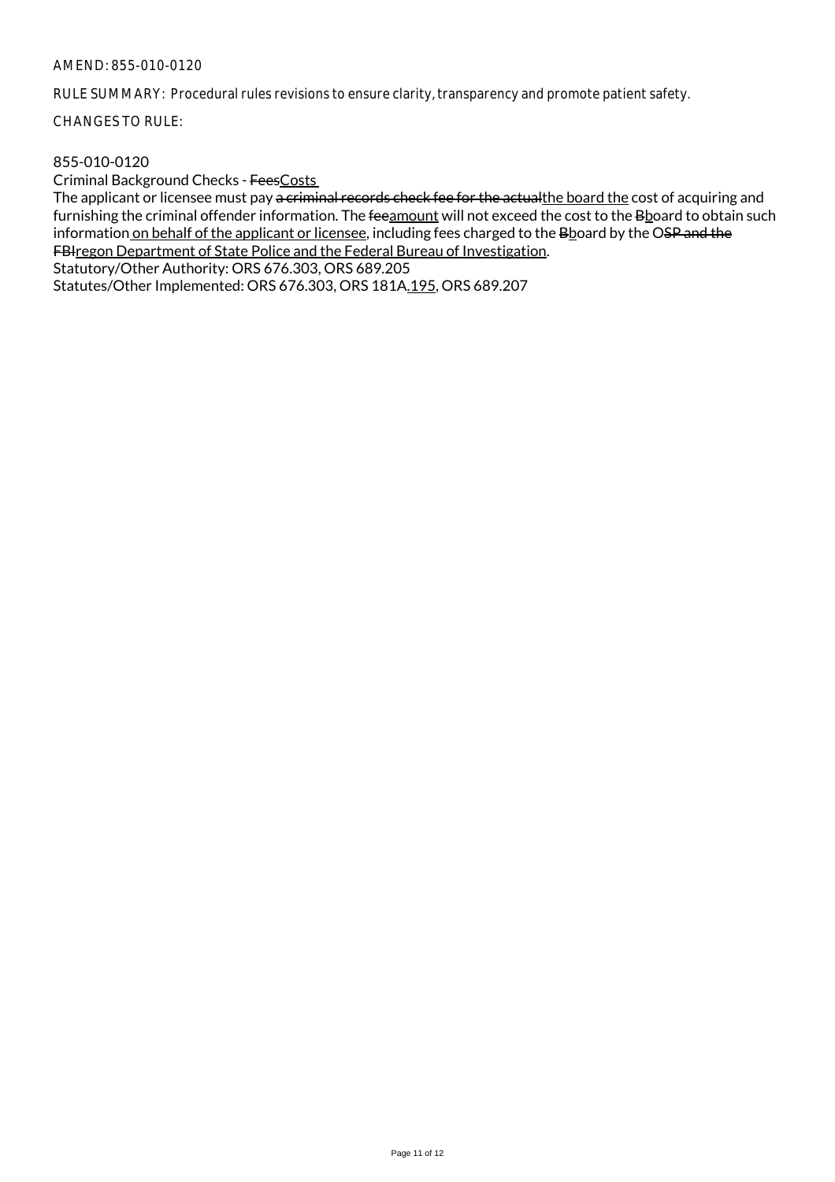AMEND: 855-010-0120

RULE SUMMARY: Procedural rules revisions to ensure clarity, transparency and promote patient safety.

CHANGES TO RULE:

855-010-0120

Criminal Background Checks - ~~Fees~~<u>Costs</u>

The applicant or licensee must pay ~~a criminal records check fee for the actual~~<u>the board the</u> cost of acquiring and furnishing the criminal offender information. The ~~fee~~<u>amount</u> will not exceed the cost to the ~~B~~<u>b</u>oard to obtain such information<u> on behalf of the applicant or licensee</u>, including fees charged to the ~~B~~<u>b</u>oard by the O~~SP and the FBI~~<u>regon Department of State Police and the Federal Bureau of Investigation</u>.

Statutory/Other Authority: ORS 676.303, ORS 689.205

Statutes/Other Implemented: ORS 676.303, ORS 181A<u>.195</u>, ORS 689.207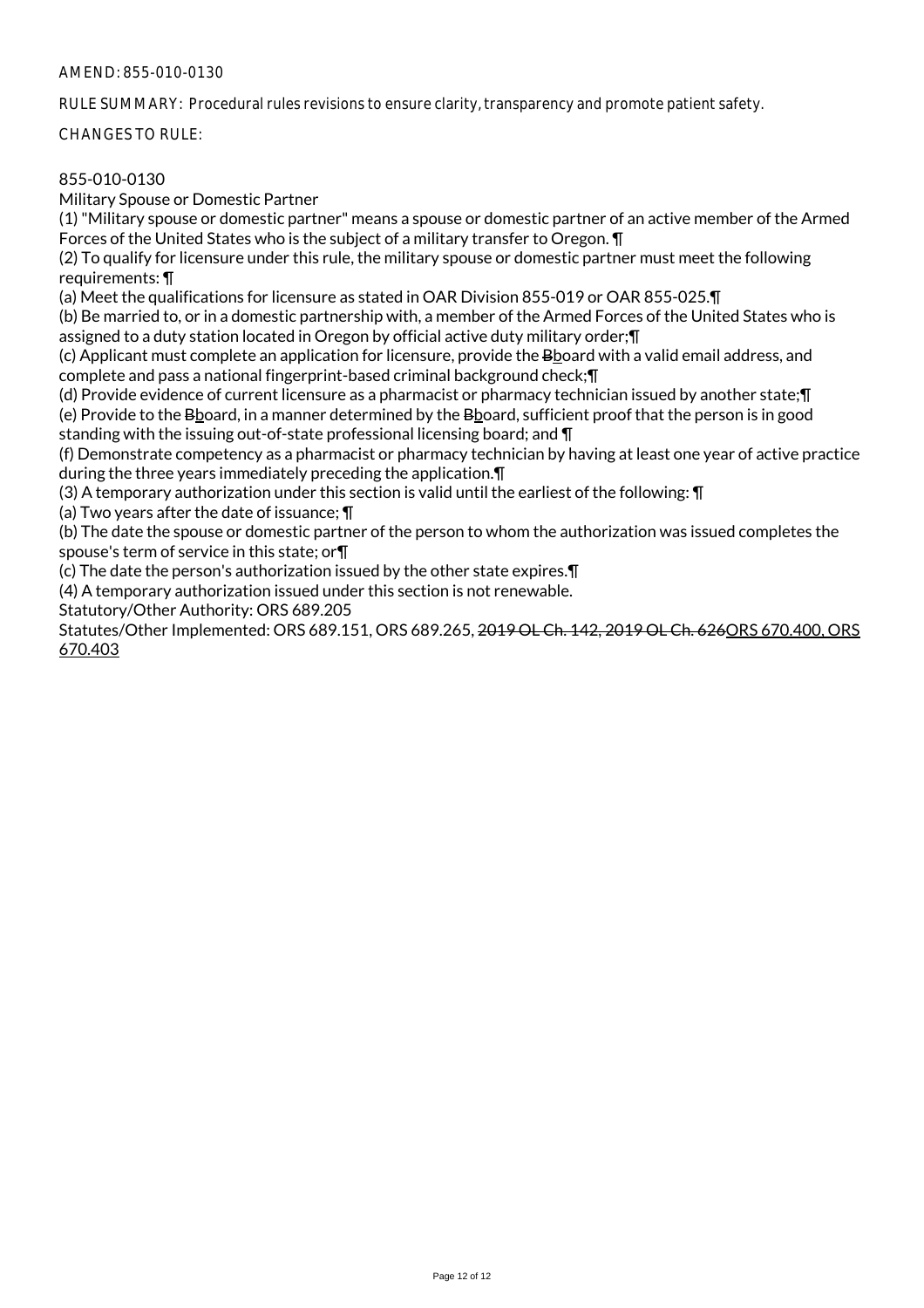AMEND: 855-010-0130

RULE SUMMARY: Procedural rules revisions to ensure clarity, transparency and promote patient safety.

CHANGES TO RULE:

855-010-0130
Military Spouse or Domestic Partner

(1) "Military spouse or domestic partner" means a spouse or domestic partner of an active member of the Armed Forces of the United States who is the subject of a military transfer to Oregon. ¶
(2) To qualify for licensure under this rule, the military spouse or domestic partner must meet the following requirements: ¶
(a) Meet the qualifications for licensure as stated in OAR Division 855-019 or OAR 855-025.¶
(b) Be married to, or in a domestic partnership with, a member of the Armed Forces of the United States who is assigned to a duty station located in Oregon by official active duty military order;¶
(c) Applicant must complete an application for licensure, provide the ~~B~~board with a valid email address, and complete and pass a national fingerprint-based criminal background check;¶
(d) Provide evidence of current licensure as a pharmacist or pharmacy technician issued by another state;¶
(e) Provide to the ~~B~~board, in a manner determined by the ~~B~~board, sufficient proof that the person is in good standing with the issuing out-of-state professional licensing board; and ¶
(f) Demonstrate competency as a pharmacist or pharmacy technician by having at least one year of active practice during the three years immediately preceding the application.¶
(3) A temporary authorization under this section is valid until the earliest of the following: ¶
(a) Two years after the date of issuance; ¶
(b) The date the spouse or domestic partner of the person to whom the authorization was issued completes the spouse's term of service in this state; or¶
(c) The date the person's authorization issued by the other state expires.¶
(4) A temporary authorization issued under this section is not renewable.

Statutory/Other Authority: ORS 689.205
Statutes/Other Implemented: ORS 689.151, ORS 689.265, ~~2019 OL Ch. 142, 2019 OL Ch. 626~~ORS 670.400, ORS 670.403